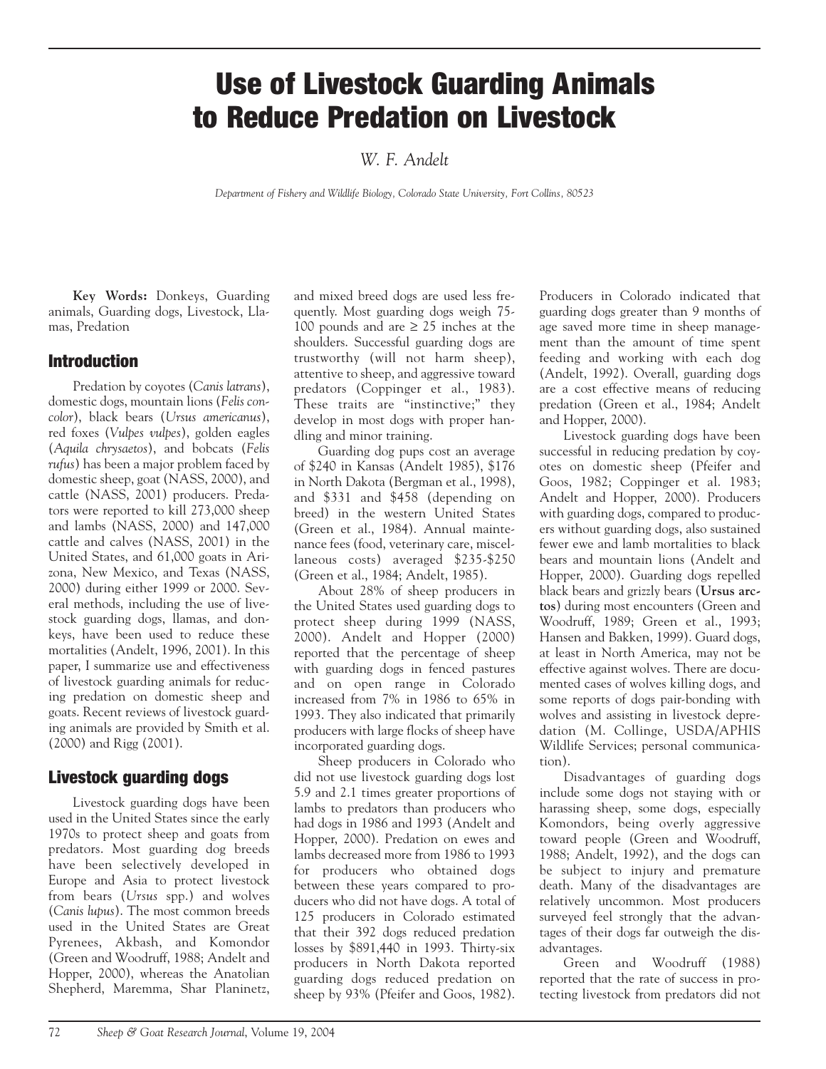# Use of Livestock Guarding Animals to Reduce Predation on Livestock

*W. F. Andelt*

*Department of Fishery and Wildlife Biology, Colorado State University, Fort Collins, 80523*

**Key Words:** Donkeys, Guarding animals, Guarding dogs, Livestock, Llamas, Predation

## Introduction

Predation by coyotes (*Canis latrans*), domestic dogs, mountain lions (*Felis concolor*), black bears (*Ursus americanus*), red foxes (*Vulpes vulpes*), golden eagles (*Aquila chrysaetos*), and bobcats (*Felis rufus*) has been a major problem faced by domestic sheep, goat (NASS, 2000), and cattle (NASS, 2001) producers. Predators were reported to kill 273,000 sheep and lambs (NASS, 2000) and 147,000 cattle and calves (NASS, 2001) in the United States, and 61,000 goats in Arizona, New Mexico, and Texas (NASS, 2000) during either 1999 or 2000. Several methods, including the use of livestock guarding dogs, llamas, and donkeys, have been used to reduce these mortalities (Andelt, 1996, 2001). In this paper, I summarize use and effectiveness of livestock guarding animals for reducing predation on domestic sheep and goats. Recent reviews of livestock guarding animals are provided by Smith et al. (2000) and Rigg (2001).

## Livestock guarding dogs

Livestock guarding dogs have been used in the United States since the early 1970s to protect sheep and goats from predators. Most guarding dog breeds have been selectively developed in Europe and Asia to protect livestock from bears (*Ursus* spp.) and wolves (*Canis lupus*). The most common breeds used in the United States are Great Pyrenees, Akbash, and Komondor (Green and Woodruff, 1988; Andelt and Hopper, 2000), whereas the Anatolian Shepherd, Maremma, Shar Planinetz, and mixed breed dogs are used less frequently. Most guarding dogs weigh 75-100 pounds and are ≥ 25 inches at the shoulders. Successful guarding dogs are trustworthy (will not harm sheep), attentive to sheep, and aggressive toward predators (Coppinger et al., 1983). These traits are "instinctive;" they develop in most dogs with proper handling and minor training.

Guarding dog pups cost an average of $240 in Kansas (Andelt 1985), $176 in North Dakota (Bergman et al., 1998), and $331 and $458 (depending on breed) in the western United States (Green et al., 1984). Annual maintenance fees (food, veterinary care, miscellaneous costs) averaged $235-$250 (Green et al., 1984; Andelt, 1985).

About 28% of sheep producers in the United States used guarding dogs to protect sheep during 1999 (NASS, 2000). Andelt and Hopper (2000) reported that the percentage of sheep with guarding dogs in fenced pastures and on open range in Colorado increased from 7% in 1986 to 65% in 1993. They also indicated that primarily producers with large flocks of sheep have incorporated guarding dogs.

Sheep producers in Colorado who did not use livestock guarding dogs lost 5.9 and 2.1 times greater proportions of lambs to predators than producers who had dogs in 1986 and 1993 (Andelt and Hopper, 2000). Predation on ewes and lambs decreased more from 1986 to 1993 for producers who obtained dogs between these years compared to producers who did not have dogs. A total of 125 producers in Colorado estimated that their 392 dogs reduced predation losses by $891,440 in 1993. Thirty-six producers in North Dakota reported guarding dogs reduced predation on sheep by 93% (Pfeifer and Goos, 1982). Producers in Colorado indicated that guarding dogs greater than 9 months of age saved more time in sheep management than the amount of time spent feeding and working with each dog (Andelt, 1992). Overall, guarding dogs are a cost effective means of reducing predation (Green et al., 1984; Andelt and Hopper, 2000).

Livestock guarding dogs have been successful in reducing predation by coyotes on domestic sheep (Pfeifer and Goos, 1982; Coppinger et al. 1983; Andelt and Hopper, 2000). Producers with guarding dogs, compared to producers without guarding dogs, also sustained fewer ewe and lamb mortalities to black bears and mountain lions (Andelt and Hopper, 2000). Guarding dogs repelled black bears and grizzly bears (**Ursus arctos**) during most encounters (Green and Woodruff, 1989; Green et al., 1993; Hansen and Bakken, 1999). Guard dogs, at least in North America, may not be effective against wolves. There are documented cases of wolves killing dogs, and some reports of dogs pair-bonding with wolves and assisting in livestock depredation (M. Collinge, USDA/APHIS Wildlife Services; personal communication).

Disadvantages of guarding dogs include some dogs not staying with or harassing sheep, some dogs, especially Komondors, being overly aggressive toward people (Green and Woodruff, 1988; Andelt, 1992), and the dogs can be subject to injury and premature death. Many of the disadvantages are relatively uncommon. Most producers surveyed feel strongly that the advantages of their dogs far outweigh the disadvantages.

Green and Woodruff (1988) reported that the rate of success in protecting livestock from predators did not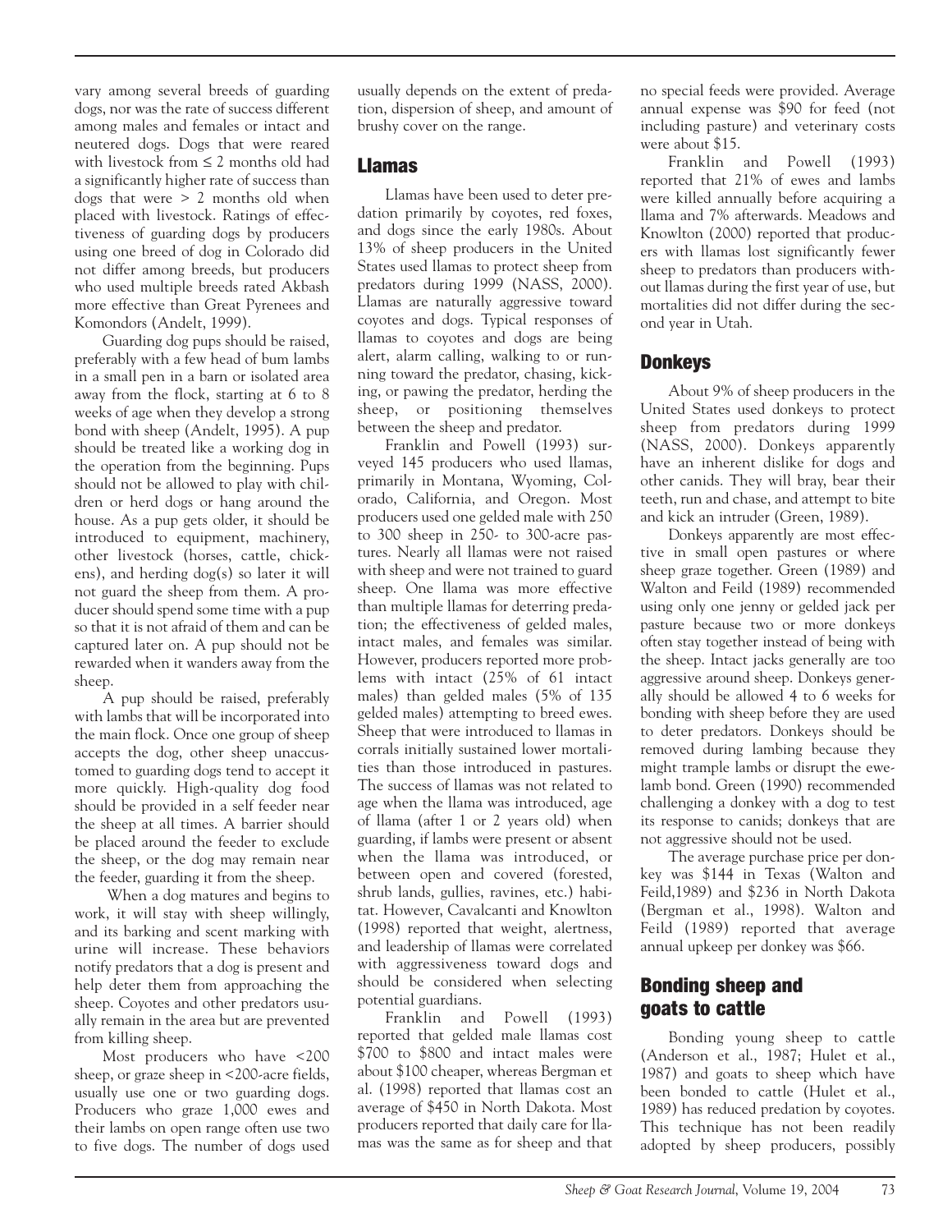vary among several breeds of guarding dogs, nor was the rate of success different among males and females or intact and neutered dogs. Dogs that were reared with livestock from ≤ 2 months old had a significantly higher rate of success than dogs that were > 2 months old when placed with livestock. Ratings of effectiveness of guarding dogs by producers using one breed of dog in Colorado did not differ among breeds, but producers who used multiple breeds rated Akbash more effective than Great Pyrenees and Komondors (Andelt, 1999).

Guarding dog pups should be raised, preferably with a few head of bum lambs in a small pen in a barn or isolated area away from the flock, starting at 6 to 8 weeks of age when they develop a strong bond with sheep (Andelt, 1995). A pup should be treated like a working dog in the operation from the beginning. Pups should not be allowed to play with children or herd dogs or hang around the house. As a pup gets older, it should be introduced to equipment, machinery, other livestock (horses, cattle, chickens), and herding dog(s) so later it will not guard the sheep from them. A producer should spend some time with a pup so that it is not afraid of them and can be captured later on. A pup should not be rewarded when it wanders away from the sheep.

A pup should be raised, preferably with lambs that will be incorporated into the main flock. Once one group of sheep accepts the dog, other sheep unaccustomed to guarding dogs tend to accept it more quickly. High-quality dog food should be provided in a self feeder near the sheep at all times. A barrier should be placed around the feeder to exclude the sheep, or the dog may remain near the feeder, guarding it from the sheep.

When a dog matures and begins to work, it will stay with sheep willingly, and its barking and scent marking with urine will increase. These behaviors notify predators that a dog is present and help deter them from approaching the sheep. Coyotes and other predators usually remain in the area but are prevented from killing sheep.

Most producers who have <200 sheep, or graze sheep in <200-acre fields, usually use one or two guarding dogs. Producers who graze 1,000 ewes and their lambs on open range often use two to five dogs. The number of dogs used usually depends on the extent of predation, dispersion of sheep, and amount of brushy cover on the range.

## Llamas

Llamas have been used to deter predation primarily by coyotes, red foxes, and dogs since the early 1980s. About 13% of sheep producers in the United States used llamas to protect sheep from predators during 1999 (NASS, 2000). Llamas are naturally aggressive toward coyotes and dogs. Typical responses of llamas to coyotes and dogs are being alert, alarm calling, walking to or running toward the predator, chasing, kicking, or pawing the predator, herding the sheep, or positioning themselves between the sheep and predator.

Franklin and Powell (1993) surveyed 145 producers who used llamas, primarily in Montana, Wyoming, Colorado, California, and Oregon. Most producers used one gelded male with 250 to 300 sheep in 250- to 300-acre pastures. Nearly all llamas were not raised with sheep and were not trained to guard sheep. One llama was more effective than multiple llamas for deterring predation; the effectiveness of gelded males, intact males, and females was similar. However, producers reported more problems with intact (25% of 61 intact males) than gelded males (5% of 135 gelded males) attempting to breed ewes. Sheep that were introduced to llamas in corrals initially sustained lower mortalities than those introduced in pastures. The success of llamas was not related to age when the llama was introduced, age of llama (after 1 or 2 years old) when guarding, if lambs were present or absent when the llama was introduced, or between open and covered (forested, shrub lands, gullies, ravines, etc.) habitat. However, Cavalcanti and Knowlton (1998) reported that weight, alertness, and leadership of llamas were correlated with aggressiveness toward dogs and should be considered when selecting potential guardians.

Franklin and Powell (1993) reported that gelded male llamas cost \$700 to \$800 and intact males were about \$100 cheaper, whereas Bergman et al. (1998) reported that llamas cost an average of \$450 in North Dakota. Most producers reported that daily care for llamas was the same as for sheep and that no special feeds were provided. Average annual expense was \$90 for feed (not including pasture) and veterinary costs were about \$15.

Franklin and Powell (1993) reported that 21% of ewes and lambs were killed annually before acquiring a llama and 7% afterwards. Meadows and Knowlton (2000) reported that producers with llamas lost significantly fewer sheep to predators than producers without llamas during the first year of use, but mortalities did not differ during the second year in Utah.

## Donkeys

About 9% of sheep producers in the United States used donkeys to protect sheep from predators during 1999 (NASS, 2000). Donkeys apparently have an inherent dislike for dogs and other canids. They will bray, bear their teeth, run and chase, and attempt to bite and kick an intruder (Green, 1989).

Donkeys apparently are most effective in small open pastures or where sheep graze together. Green (1989) and Walton and Feild (1989) recommended using only one jenny or gelded jack per pasture because two or more donkeys often stay together instead of being with the sheep. Intact jacks generally are too aggressive around sheep. Donkeys generally should be allowed 4 to 6 weeks for bonding with sheep before they are used to deter predators. Donkeys should be removed during lambing because they might trample lambs or disrupt the ewe-lamb bond. Green (1990) recommended challenging a donkey with a dog to test its response to canids; donkeys that are not aggressive should not be used.

The average purchase price per donkey was \$144 in Texas (Walton and Feild,1989) and \$236 in North Dakota (Bergman et al., 1998). Walton and Feild (1989) reported that average annual upkeep per donkey was \$66.

## Bonding sheep and goats to cattle

Bonding young sheep to cattle (Anderson et al., 1987; Hulet et al., 1987) and goats to sheep which have been bonded to cattle (Hulet et al., 1989) has reduced predation by coyotes. This technique has not been readily adopted by sheep producers, possibly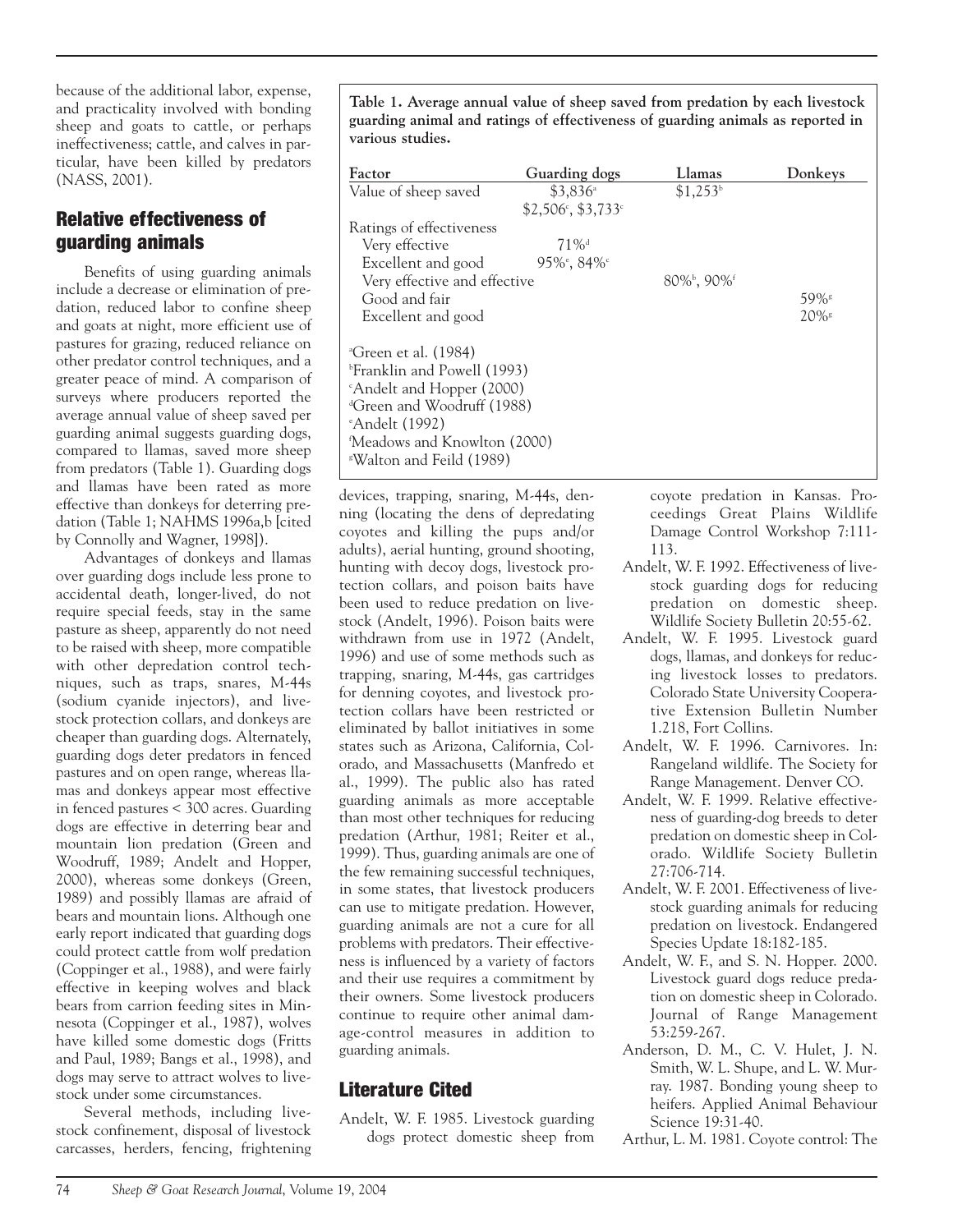because of the additional labor, expense, and practicality involved with bonding sheep and goats to cattle, or perhaps ineffectiveness; cattle, and calves in particular, have been killed by predators (NASS, 2001).

## Relative effectiveness of guarding animals

Benefits of using guarding animals include a decrease or elimination of predation, reduced labor to confine sheep and goats at night, more efficient use of pastures for grazing, reduced reliance on other predator control techniques, and a greater peace of mind. A comparison of surveys where producers reported the average annual value of sheep saved per guarding animal suggests guarding dogs, compared to llamas, saved more sheep from predators (Table 1). Guarding dogs and llamas have been rated as more effective than donkeys for deterring predation (Table 1; NAHMS 1996a,b [cited by Connolly and Wagner, 1998]).

**Table 1. Average annual value of sheep saved from predation by each livestock guarding animal and ratings of effectiveness of guarding animals as reported in various studies.**

| Factor | Guarding dogs | Llamas | Donkeys |
|---|---|---|---|
| Value of sheep saved | $3,836[a] | $1,253[b] | |
| | $2,506[c], $3,733[c] | | |
| Ratings of effectiveness | | | |
| Very effective | 71%[d] | | |
| Excellent and good | 95%[e], 84%[c] | | |
| Very effective and effective | | 80%[b], 90%[f] | |
| Good and fair | | | 59%[g] |
| Excellent and good | | | 20%[g] |

[a]Green et al. (1984)
[b]Franklin and Powell (1993)
[c]Andelt and Hopper (2000)
[d]Green and Woodruff (1988)
[e]Andelt (1992)
[f]Meadows and Knowlton (2000)
[g]Walton and Feild (1989)

Advantages of donkeys and llamas over guarding dogs include less prone to accidental death, longer-lived, do not require special feeds, stay in the same pasture as sheep, apparently do not need to be raised with sheep, more compatible with other depredation control techniques, such as traps, snares, M-44s (sodium cyanide injectors), and livestock protection collars, and donkeys are cheaper than guarding dogs. Alternately, guarding dogs deter predators in fenced pastures and on open range, whereas llamas and donkeys appear most effective in fenced pastures < 300 acres. Guarding dogs are effective in deterring bear and mountain lion predation (Green and Woodruff, 1989; Andelt and Hopper, 2000), whereas some donkeys (Green, 1989) and possibly llamas are afraid of bears and mountain lions. Although one early report indicated that guarding dogs could protect cattle from wolf predation (Coppinger et al., 1988), and were fairly effective in keeping wolves and black bears from carrion feeding sites in Minnesota (Coppinger et al., 1987), wolves have killed some domestic dogs (Fritts and Paul, 1989; Bangs et al., 1998), and dogs may serve to attract wolves to livestock under some circumstances.

Several methods, including livestock confinement, disposal of livestock carcasses, herders, fencing, frightening devices, trapping, snaring, M-44s, denning (locating the dens of depredating coyotes and killing the pups and/or adults), aerial hunting, ground shooting, hunting with decoy dogs, livestock protection collars, and poison baits have been used to reduce predation on livestock (Andelt, 1996). Poison baits were withdrawn from use in 1972 (Andelt, 1996) and use of some methods such as trapping, snaring, M-44s, gas cartridges for denning coyotes, and livestock protection collars have been restricted or eliminated by ballot initiatives in some states such as Arizona, California, Colorado, and Massachusetts (Manfredo et al., 1999). The public also has rated guarding animals as more acceptable than most other techniques for reducing predation (Arthur, 1981; Reiter et al., 1999). Thus, guarding animals are one of the few remaining successful techniques, in some states, that livestock producers can use to mitigate predation. However, guarding animals are not a cure for all problems with predators. Their effectiveness is influenced by a variety of factors and their use requires a commitment by their owners. Some livestock producers continue to require other animal damage-control measures in addition to guarding animals.

## Literature Cited

Andelt, W. F. 1985. Livestock guarding dogs protect domestic sheep from coyote predation in Kansas. Proceedings Great Plains Wildlife Damage Control Workshop 7:111-113.

Andelt, W. F. 1992. Effectiveness of livestock guarding dogs for reducing predation on domestic sheep. Wildlife Society Bulletin 20:55-62.

Andelt, W. F. 1995. Livestock guard dogs, llamas, and donkeys for reducing livestock losses to predators. Colorado State University Cooperative Extension Bulletin Number 1.218, Fort Collins.

Andelt, W. F. 1996. Carnivores. In: Rangeland wildlife. The Society for Range Management. Denver CO.

Andelt, W. F. 1999. Relative effectiveness of guarding-dog breeds to deter predation on domestic sheep in Colorado. Wildlife Society Bulletin 27:706-714.

Andelt, W. F. 2001. Effectiveness of livestock guarding animals for reducing predation on livestock. Endangered Species Update 18:182-185.

Andelt, W. F., and S. N. Hopper. 2000. Livestock guard dogs reduce predation on domestic sheep in Colorado. Journal of Range Management 53:259-267.

Anderson, D. M., C. V. Hulet, J. N. Smith, W. L. Shupe, and L. W. Murray. 1987. Bonding young sheep to heifers. Applied Animal Behaviour Science 19:31-40.

Arthur, L. M. 1981. Coyote control: The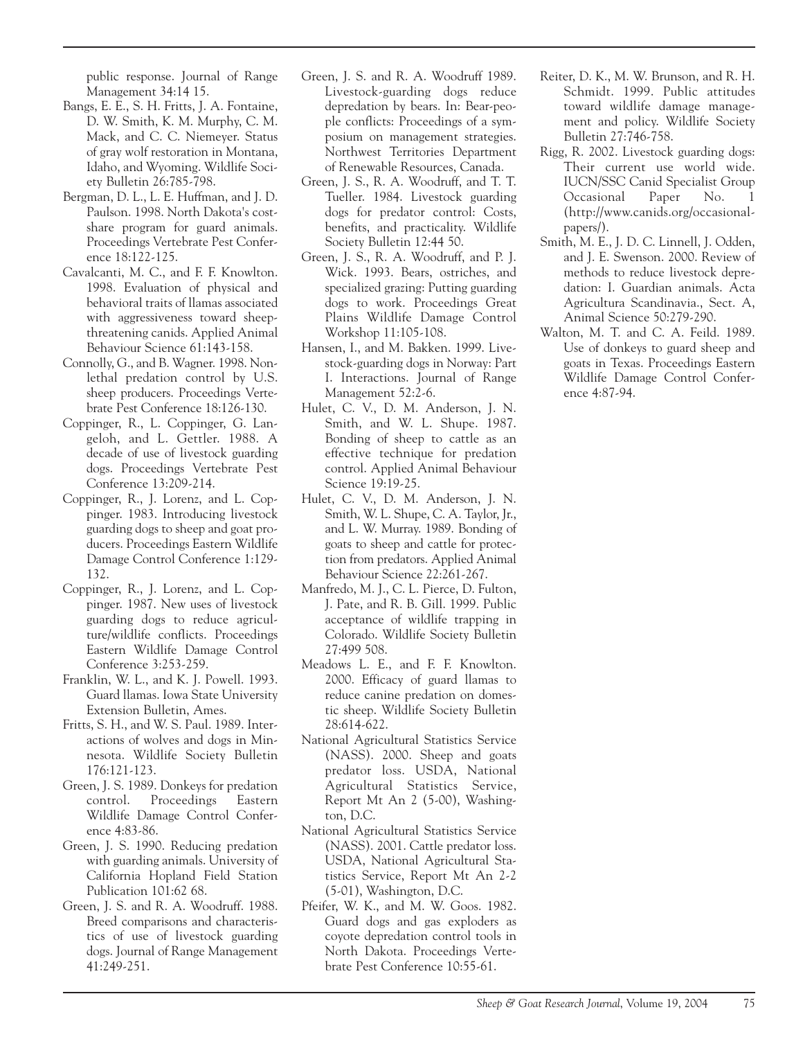public response. Journal of Range Management 34:14 15.

Bangs, E. E., S. H. Fritts, J. A. Fontaine, D. W. Smith, K. M. Murphy, C. M. Mack, and C. C. Niemeyer. Status of gray wolf restoration in Montana, Idaho, and Wyoming. Wildlife Society Bulletin 26:785-798.

Bergman, D. L., L. E. Huffman, and J. D. Paulson. 1998. North Dakota's cost-share program for guard animals. Proceedings Vertebrate Pest Conference 18:122-125.

Cavalcanti, M. C., and F. F. Knowlton. 1998. Evaluation of physical and behavioral traits of llamas associated with aggressiveness toward sheep-threatening canids. Applied Animal Behaviour Science 61:143-158.

Connolly, G., and B. Wagner. 1998. Nonlethal predation control by U.S. sheep producers. Proceedings Vertebrate Pest Conference 18:126-130.

Coppinger, R., L. Coppinger, G. Langeloh, and L. Gettler. 1988. A decade of use of livestock guarding dogs. Proceedings Vertebrate Pest Conference 13:209-214.

Coppinger, R., J. Lorenz, and L. Coppinger. 1983. Introducing livestock guarding dogs to sheep and goat producers. Proceedings Eastern Wildlife Damage Control Conference 1:129-132.

Coppinger, R., J. Lorenz, and L. Coppinger. 1987. New uses of livestock guarding dogs to reduce agriculture/wildlife conflicts. Proceedings Eastern Wildlife Damage Control Conference 3:253-259.

Franklin, W. L., and K. J. Powell. 1993. Guard llamas. Iowa State University Extension Bulletin, Ames.

Fritts, S. H., and W. S. Paul. 1989. Interactions of wolves and dogs in Minnesota. Wildlife Society Bulletin 176:121-123.

Green, J. S. 1989. Donkeys for predation control. Proceedings Eastern Wildlife Damage Control Conference 4:83-86.

Green, J. S. 1990. Reducing predation with guarding animals. University of California Hopland Field Station Publication 101:62 68.

Green, J. S. and R. A. Woodruff. 1988. Breed comparisons and characteristics of use of livestock guarding dogs. Journal of Range Management 41:249-251.

Green, J. S. and R. A. Woodruff 1989. Livestock-guarding dogs reduce depredation by bears. In: Bear-people conflicts: Proceedings of a symposium on management strategies. Northwest Territories Department of Renewable Resources, Canada.

Green, J. S., R. A. Woodruff, and T. T. Tueller. 1984. Livestock guarding dogs for predator control: Costs, benefits, and practicality. Wildlife Society Bulletin 12:44 50.

Green, J. S., R. A. Woodruff, and P. J. Wick. 1993. Bears, ostriches, and specialized grazing: Putting guarding dogs to work. Proceedings Great Plains Wildlife Damage Control Workshop 11:105-108.

Hansen, I., and M. Bakken. 1999. Livestock-guarding dogs in Norway: Part I. Interactions. Journal of Range Management 52:2-6.

Hulet, C. V., D. M. Anderson, J. N. Smith, and W. L. Shupe. 1987. Bonding of sheep to cattle as an effective technique for predation control. Applied Animal Behaviour Science 19:19-25.

Hulet, C. V., D. M. Anderson, J. N. Smith, W. L. Shupe, C. A. Taylor, Jr., and L. W. Murray. 1989. Bonding of goats to sheep and cattle for protection from predators. Applied Animal Behaviour Science 22:261-267.

Manfredo, M. J., C. L. Pierce, D. Fulton, J. Pate, and R. B. Gill. 1999. Public acceptance of wildlife trapping in Colorado. Wildlife Society Bulletin 27:499 508.

Meadows L. E., and F. F. Knowlton. 2000. Efficacy of guard llamas to reduce canine predation on domestic sheep. Wildlife Society Bulletin 28:614-622.

National Agricultural Statistics Service (NASS). 2000. Sheep and goats predator loss. USDA, National Agricultural Statistics Service, Report Mt An 2 (5-00), Washington, D.C.

National Agricultural Statistics Service (NASS). 2001. Cattle predator loss. USDA, National Agricultural Statistics Service, Report Mt An 2-2 (5-01), Washington, D.C.

Pfeifer, W. K., and M. W. Goos. 1982. Guard dogs and gas exploders as coyote depredation control tools in North Dakota. Proceedings Vertebrate Pest Conference 10:55-61.

Reiter, D. K., M. W. Brunson, and R. H. Schmidt. 1999. Public attitudes toward wildlife damage management and policy. Wildlife Society Bulletin 27:746-758.

Rigg, R. 2002. Livestock guarding dogs: Their current use world wide. IUCN/SSC Canid Specialist Group Occasional Paper No. 1 (http://www.canids.org/occasionalpapers/).

Smith, M. E., J. D. C. Linnell, J. Odden, and J. E. Swenson. 2000. Review of methods to reduce livestock depredation: I. Guardian animals. Acta Agricultura Scandinavia., Sect. A, Animal Science 50:279-290.

Walton, M. T. and C. A. Feild. 1989. Use of donkeys to guard sheep and goats in Texas. Proceedings Eastern Wildlife Damage Control Conference 4:87-94.